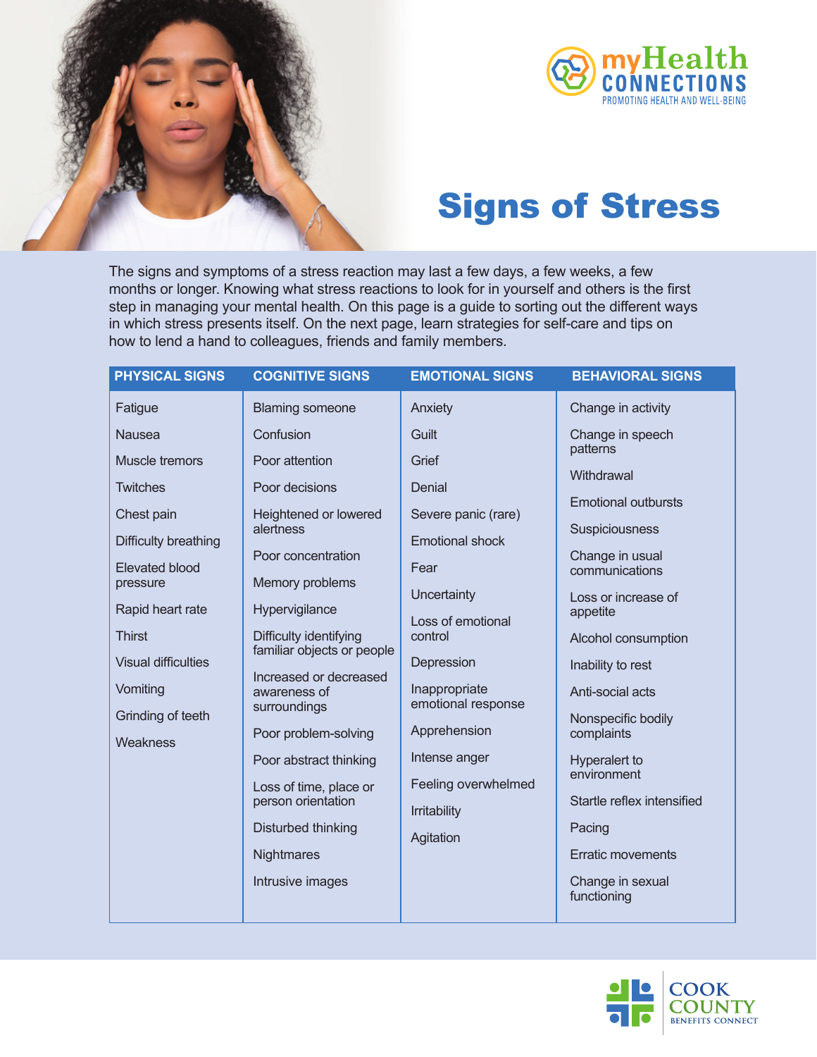myHealth CONNECTIONS
PROMOTING HEALTH AND WELL-BEING

# Signs of Stress

The signs and symptoms of a stress reaction may last a few days, a few weeks, a few months or longer. Knowing what stress reactions to look for in yourself and others is the first step in managing your mental health. On this page is a guide to sorting out the different ways in which stress presents itself. On the next page, learn strategies for self-care and tips on how to lend a hand to colleagues, friends and family members.

| PHYSICAL SIGNS | COGNITIVE SIGNS | EMOTIONAL SIGNS | BEHAVIORAL SIGNS |
|---|---|---|---|
| Fatigue | Blaming someone | Anxiety | Change in activity |
| Nausea | Confusion | Guilt | Change in speech patterns |
| Muscle tremors | Poor attention | Grief | Withdrawal |
| Twitches | Poor decisions | Denial | Emotional outbursts |
| Chest pain | Heightened or lowered alertness | Severe panic (rare) | Suspiciousness |
| Difficulty breathing | Poor concentration | Emotional shock | Change in usual communications |
| Elevated blood pressure | Memory problems | Fear | Loss or increase of appetite |
| Rapid heart rate | Hypervigilance | Uncertainty | Alcohol consumption |
| Thirst | Difficulty identifying familiar objects or people | Loss of emotional control | Inability to rest |
| Visual difficulties | Increased or decreased awareness of surroundings | Depression | Anti-social acts |
| Vomiting | Poor problem-solving | Inappropriate emotional response | Nonspecific bodily complaints |
| Grinding of teeth | Poor abstract thinking | Apprehension | Hyperalert to environment |
| Weakness | Loss of time, place or person orientation | Intense anger | Startle reflex intensified |
| | Disturbed thinking | Feeling overwhelmed | Pacing |
| | Nightmares | Irritability | Erratic movements |
| | Intrusive images | Agitation | Change in sexual functioning |

COOK COUNTY
BENEFITS CONNECT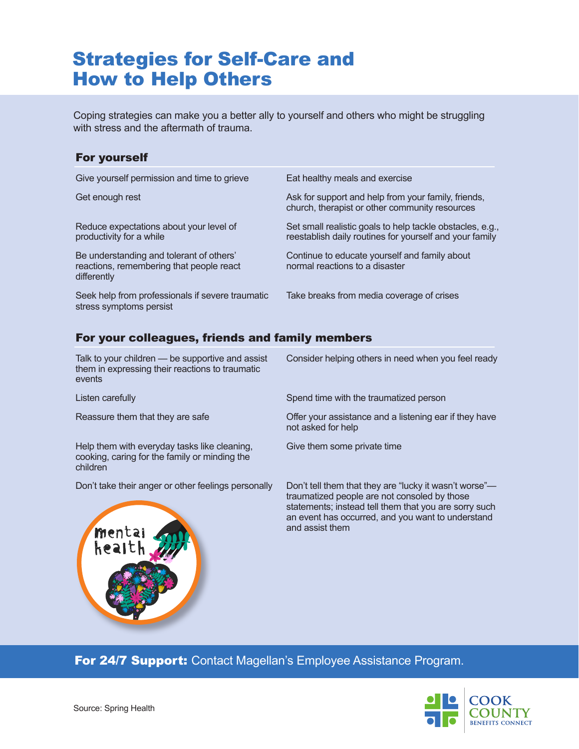# Strategies for Self-Care and How to Help Others

Coping strategies can make you a better ally to yourself and others who might be struggling with stress and the aftermath of trauma.

## For yourself

- Give yourself permission and time to grieve
- Get enough rest
- Reduce expectations about your level of productivity for a while
- Be understanding and tolerant of others' reactions, remembering that people react differently
- Seek help from professionals if severe traumatic stress symptoms persist
- Eat healthy meals and exercise
- Ask for support and help from your family, friends, church, therapist or other community resources
- Set small realistic goals to help tackle obstacles, e.g., reestablish daily routines for yourself and your family
- Continue to educate yourself and family about normal reactions to a disaster
- Take breaks from media coverage of crises

## For your colleagues, friends and family members

- Talk to your children — be supportive and assist them in expressing their reactions to traumatic events
- Listen carefully
- Reassure them that they are safe
- Help them with everyday tasks like cleaning, cooking, caring for the family or minding the children
- Don't take their anger or other feelings personally
- Consider helping others in need when you feel ready
- Spend time with the traumatized person
- Offer your assistance and a listening ear if they have not asked for help
- Give them some private time
- Don't tell them that they are "lucky it wasn't worse"— traumatized people are not consoled by those statements; instead tell them that you are sorry such an event has occurred, and you want to understand and assist them

**For 24/7 Support:** Contact Magellan's Employee Assistance Program.

Source: Spring Health

COOK COUNTY BENEFITS CONNECT